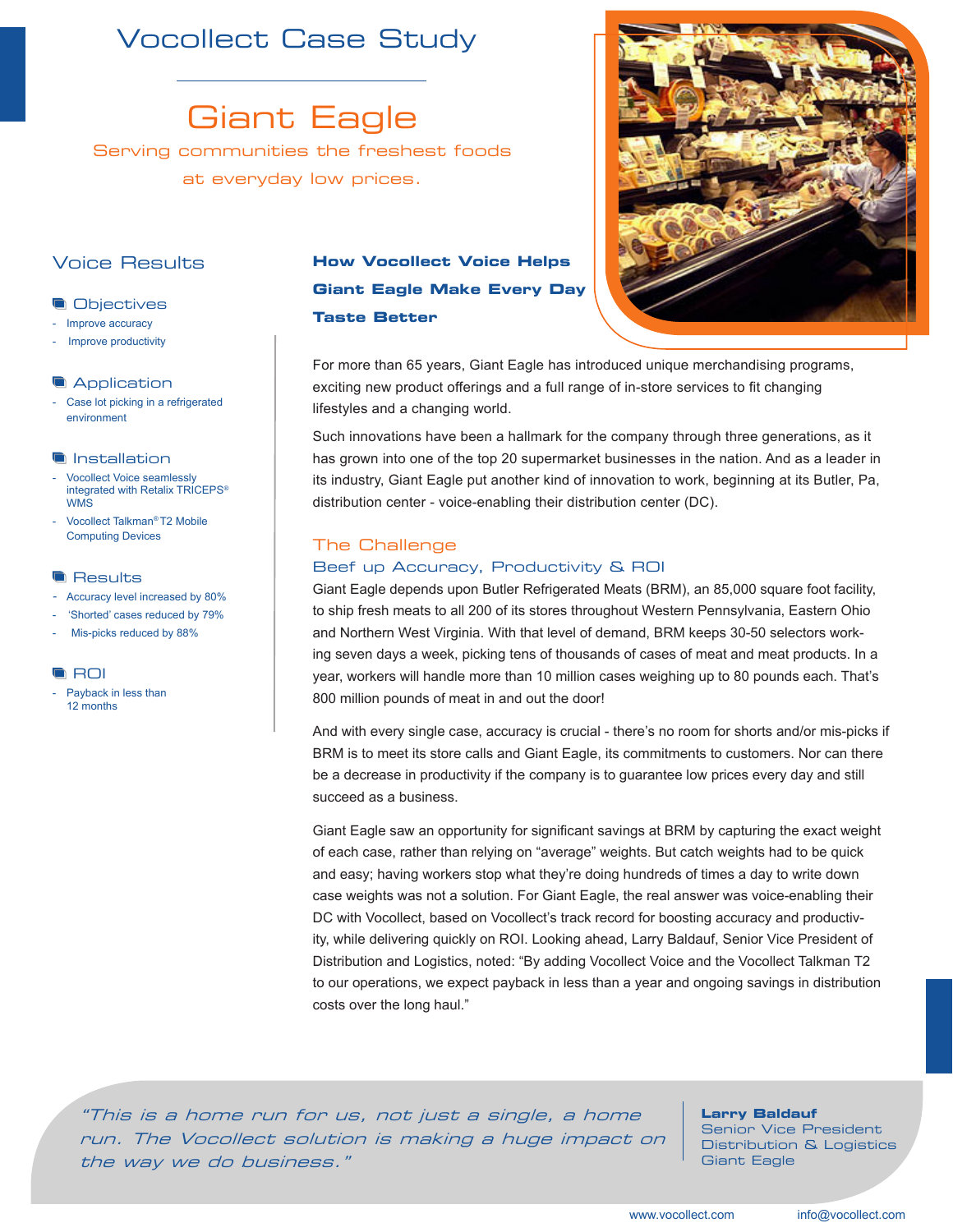# Vocollect Case Study

## Giant Eagle

Serving communities the freshest foods at everyday low prices.

## Voice Results

### Objectives
- Improve accuracy
- Improve productivity

### Application
- Case lot picking in a refrigerated environment

### Installation
- Vocollect Voice seamlessly integrated with Retalix TRICEPS® WMS
- Vocollect Talkman® T2 Mobile Computing Devices

### Results
- Accuracy level increased by 80%
- 'Shorted' cases reduced by 79%
- Mis-picks reduced by 88%

### ROI
- Payback in less than 12 months

## How Vocollect Voice Helps Giant Eagle Make Every Day Taste Better

For more than 65 years, Giant Eagle has introduced unique merchandising programs, exciting new product offerings and a full range of in-store services to fit changing lifestyles and a changing world.

Such innovations have been a hallmark for the company through three generations, as it has grown into one of the top 20 supermarket businesses in the nation. And as a leader in its industry, Giant Eagle put another kind of innovation to work, beginning at its Butler, Pa, distribution center - voice-enabling their distribution center (DC).

### The Challenge

#### Beef up Accuracy, Productivity & ROI

Giant Eagle depends upon Butler Refrigerated Meats (BRM), an 85,000 square foot facility, to ship fresh meats to all 200 of its stores throughout Western Pennsylvania, Eastern Ohio and Northern West Virginia. With that level of demand, BRM keeps 30-50 selectors working seven days a week, picking tens of thousands of cases of meat and meat products. In a year, workers will handle more than 10 million cases weighing up to 80 pounds each. That's 800 million pounds of meat in and out the door!

And with every single case, accuracy is crucial - there's no room for shorts and/or mis-picks if BRM is to meet its store calls and Giant Eagle, its commitments to customers. Nor can there be a decrease in productivity if the company is to guarantee low prices every day and still succeed as a business.

Giant Eagle saw an opportunity for significant savings at BRM by capturing the exact weight of each case, rather than relying on "average" weights. But catch weights had to be quick and easy; having workers stop what they're doing hundreds of times a day to write down case weights was not a solution. For Giant Eagle, the real answer was voice-enabling their DC with Vocollect, based on Vocollect's track record for boosting accuracy and productivity, while delivering quickly on ROI. Looking ahead, Larry Baldauf, Senior Vice President of Distribution and Logistics, noted: "By adding Vocollect Voice and the Vocollect Talkman T2 to our operations, we expect payback in less than a year and ongoing savings in distribution costs over the long haul."

> *"This is a home run for us, not just a single, a home run. The Vocollect solution is making a huge impact on the way we do business."*
>
> **Larry Baldauf**
> Senior Vice President
> Distribution & Logistics
> Giant Eagle

www.vocollect.com info@vocollect.com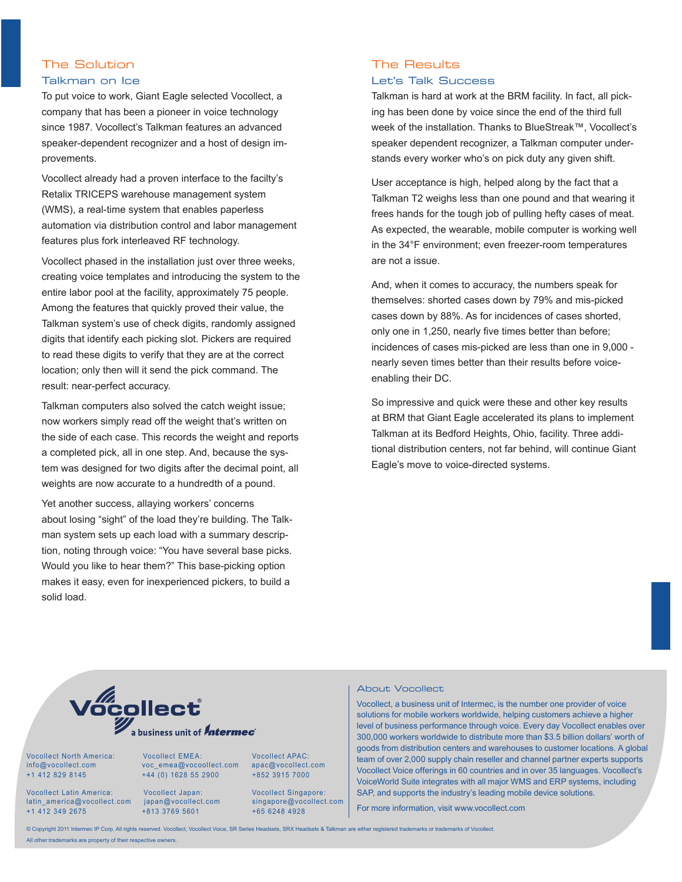## The Solution

### Talkman on Ice

To put voice to work, Giant Eagle selected Vocollect, a company that has been a pioneer in voice technology since 1987. Vocollect's Talkman features an advanced speaker-dependent recognizer and a host of design improvements.

Vocollect already had a proven interface to the facilty's Retalix TRICEPS warehouse management system (WMS), a real-time system that enables paperless automation via distribution control and labor management features plus fork interleaved RF technology.

Vocollect phased in the installation just over three weeks, creating voice templates and introducing the system to the entire labor pool at the facility, approximately 75 people. Among the features that quickly proved their value, the Talkman system's use of check digits, randomly assigned digits that identify each picking slot. Pickers are required to read these digits to verify that they are at the correct location; only then will it send the pick command. The result: near-perfect accuracy.

Talkman computers also solved the catch weight issue; now workers simply read off the weight that's written on the side of each case. This records the weight and reports a completed pick, all in one step. And, because the system was designed for two digits after the decimal point, all weights are now accurate to a hundredth of a pound.

Yet another success, allaying workers' concerns about losing "sight" of the load they're building. The Talkman system sets up each load with a summary description, noting through voice: "You have several base picks. Would you like to hear them?" This base-picking option makes it easy, even for inexperienced pickers, to build a solid load.

## The Results

### Let's Talk Success

Talkman is hard at work at the BRM facility. In fact, all picking has been done by voice since the end of the third full week of the installation. Thanks to BlueStreak™, Vocollect's speaker dependent recognizer, a Talkman computer understands every worker who's on pick duty any given shift.

User acceptance is high, helped along by the fact that a Talkman T2 weighs less than one pound and that wearing it frees hands for the tough job of pulling hefty cases of meat. As expected, the wearable, mobile computer is working well in the 34°F environment; even freezer-room temperatures are not a issue.

And, when it comes to accuracy, the numbers speak for themselves: shorted cases down by 79% and mis-picked cases down by 88%. As for incidences of cases shorted, only one in 1,250, nearly five times better than before; incidences of cases mis-picked are less than one in 9,000 - nearly seven times better than their results before voice-enabling their DC.

So impressive and quick were these and other key results at BRM that Giant Eagle accelerated its plans to implement Talkman at its Bedford Heights, Ohio, facility. Three additional distribution centers, not far behind, will continue Giant Eagle's move to voice-directed systems.

Vocollect®
a business unit of Intermec

Vocollect North America:
info@vocollect.com
+1 412 829 8145

Vocollect EMEA:
voc_emea@vocoollect.com
+44 (0) 1628 55 2900

Vocollect APAC:
apac@vocollect.com
+852 3915 7000

Vocollect Latin America:
latin_america@vocollect.com
+1 412 349 2675

Vocollect Japan:
japan@vocollect.com
+813 3769 5601

Vocollect Singapore:
singapore@vocollect.com
+65 6248 4928

### About Vocollect

Vocollect, a business unit of Intermec, is the number one provider of voice solutions for mobile workers worldwide, helping customers achieve a higher level of business performance through voice. Every day Vocollect enables over 300,000 workers worldwide to distribute more than $3.5 billion dollars' worth of goods from distribution centers and warehouses to customer locations. A global team of over 2,000 supply chain reseller and channel partner experts supports Vocollect Voice offerings in 60 countries and in over 35 languages. Vocollect's VoiceWorld Suite integrates with all major WMS and ERP systems, including SAP, and supports the industry's leading mobile device solutions.

For more information, visit www.vocollect.com

© Copyright 2011 Intermec IP Corp. All rights reserved. Vocollect, Vocollect Voice, SR Series Headsets, SRX Headsets & Talkman are either registered trademarks or trademarks of Vocollect.
All other trademarks are property of their respective owners.